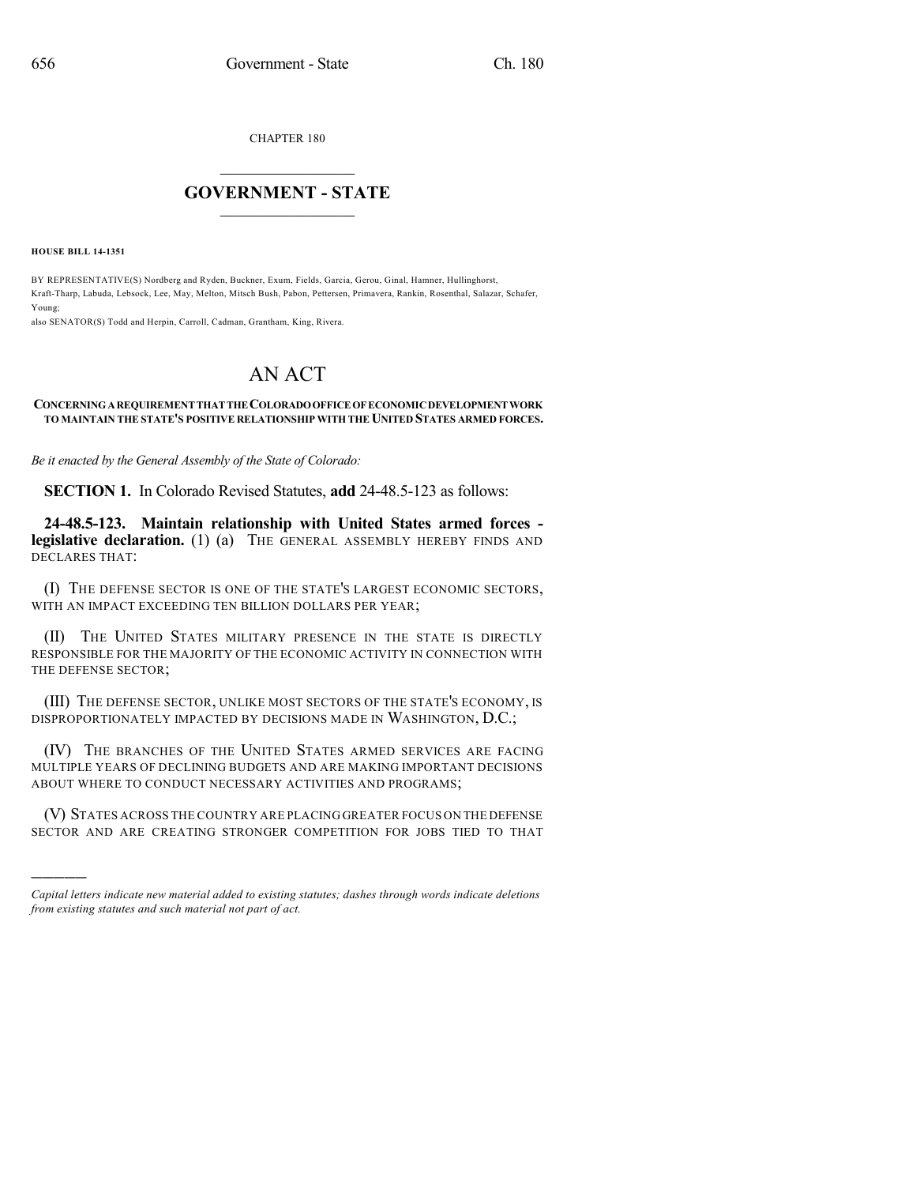CHAPTER 180

# GOVERNMENT - STATE

**HOUSE BILL 14-1351**

BY REPRESENTATIVE(S) Nordberg and Ryden, Buckner, Exum, Fields, Garcia, Gerou, Ginal, Hamner, Hullinghorst, Kraft-Tharp, Labuda, Lebsock, Lee, May, Melton, Mitsch Bush, Pabon, Pettersen, Primavera, Rankin, Rosenthal, Salazar, Schafer, Young;
also SENATOR(S) Todd and Herpin, Carroll, Cadman, Grantham, King, Rivera.

# AN ACT

**CONCERNING A REQUIREMENT THAT THE COLORADO OFFICE OF ECONOMIC DEVELOPMENT WORK TO MAINTAIN THE STATE'S POSITIVE RELATIONSHIP WITH THE UNITED STATES ARMED FORCES.**

*Be it enacted by the General Assembly of the State of Colorado:*

**SECTION 1.** In Colorado Revised Statutes, **add** 24-48.5-123 as follows:

**24-48.5-123. Maintain relationship with United States armed forces - legislative declaration.** (1) (a) THE GENERAL ASSEMBLY HEREBY FINDS AND DECLARES THAT:

(I) THE DEFENSE SECTOR IS ONE OF THE STATE'S LARGEST ECONOMIC SECTORS, WITH AN IMPACT EXCEEDING TEN BILLION DOLLARS PER YEAR;

(II) THE UNITED STATES MILITARY PRESENCE IN THE STATE IS DIRECTLY RESPONSIBLE FOR THE MAJORITY OF THE ECONOMIC ACTIVITY IN CONNECTION WITH THE DEFENSE SECTOR;

(III) THE DEFENSE SECTOR, UNLIKE MOST SECTORS OF THE STATE'S ECONOMY, IS DISPROPORTIONATELY IMPACTED BY DECISIONS MADE IN WASHINGTON, D.C.;

(IV) THE BRANCHES OF THE UNITED STATES ARMED SERVICES ARE FACING MULTIPLE YEARS OF DECLINING BUDGETS AND ARE MAKING IMPORTANT DECISIONS ABOUT WHERE TO CONDUCT NECESSARY ACTIVITIES AND PROGRAMS;

(V) STATES ACROSS THE COUNTRY ARE PLACING GREATER FOCUS ON THE DEFENSE SECTOR AND ARE CREATING STRONGER COMPETITION FOR JOBS TIED TO THAT

---

*Capital letters indicate new material added to existing statutes; dashes through words indicate deletions from existing statutes and such material not part of act.*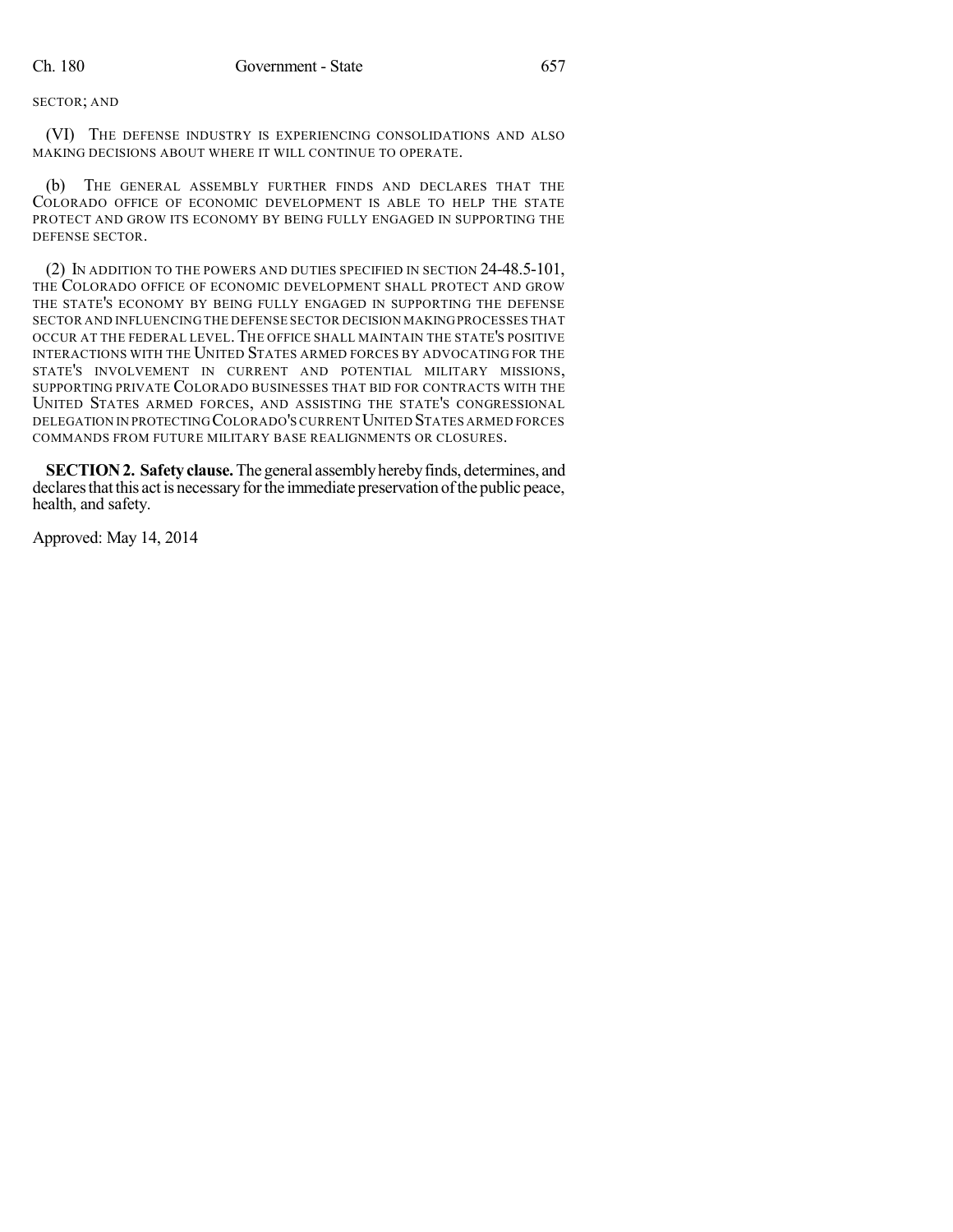SECTOR; AND

(VI) THE DEFENSE INDUSTRY IS EXPERIENCING CONSOLIDATIONS AND ALSO MAKING DECISIONS ABOUT WHERE IT WILL CONTINUE TO OPERATE.

(b) THE GENERAL ASSEMBLY FURTHER FINDS AND DECLARES THAT THE COLORADO OFFICE OF ECONOMIC DEVELOPMENT IS ABLE TO HELP THE STATE PROTECT AND GROW ITS ECONOMY BY BEING FULLY ENGAGED IN SUPPORTING THE DEFENSE SECTOR.

(2) IN ADDITION TO THE POWERS AND DUTIES SPECIFIED IN SECTION 24-48.5-101, THE COLORADO OFFICE OF ECONOMIC DEVELOPMENT SHALL PROTECT AND GROW THE STATE'S ECONOMY BY BEING FULLY ENGAGED IN SUPPORTING THE DEFENSE SECTOR AND INFLUENCING THE DEFENSE SECTOR DECISION MAKING PROCESSES THAT OCCUR AT THE FEDERAL LEVEL. THE OFFICE SHALL MAINTAIN THE STATE'S POSITIVE INTERACTIONS WITH THE UNITED STATES ARMED FORCES BY ADVOCATING FOR THE STATE'S INVOLVEMENT IN CURRENT AND POTENTIAL MILITARY MISSIONS, SUPPORTING PRIVATE COLORADO BUSINESSES THAT BID FOR CONTRACTS WITH THE UNITED STATES ARMED FORCES, AND ASSISTING THE STATE'S CONGRESSIONAL DELEGATION IN PROTECTING COLORADO'S CURRENT UNITED STATES ARMED FORCES COMMANDS FROM FUTURE MILITARY BASE REALIGNMENTS OR CLOSURES.

**SECTION 2. Safety clause.** The general assembly hereby finds, determines, and declares that this act is necessary for the immediate preservation of the public peace, health, and safety.

Approved: May 14, 2014